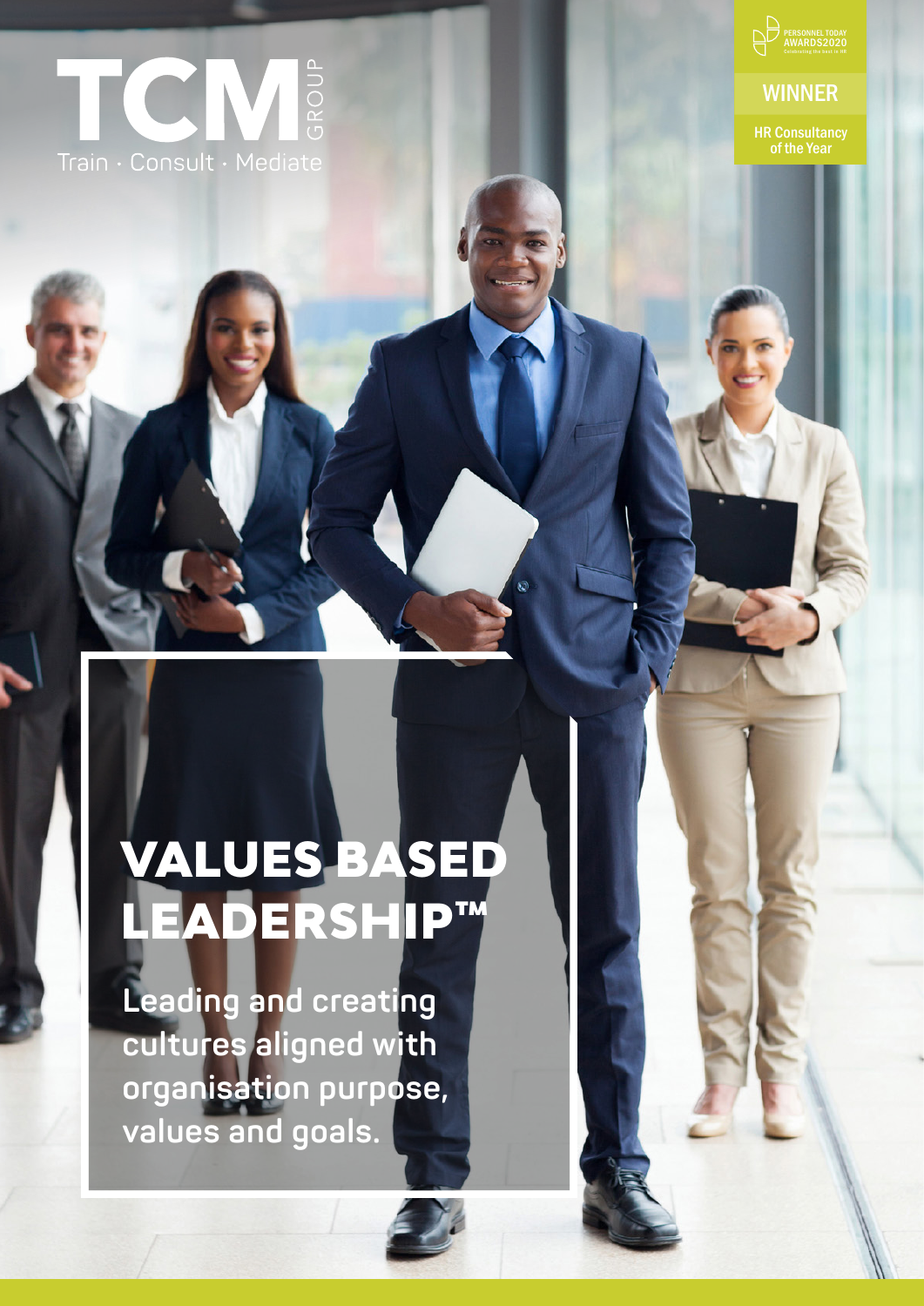TCM GROUP

Train · Consult · Mediate

PERSONNEL TODAY AWARDS2020

Celebrating the best in HR

WINNER

HR Consultancy of the Year

# VALUES BASED LEADERSHIP™

**Leading and creating cultures aligned with organisation purpose, values and goals.**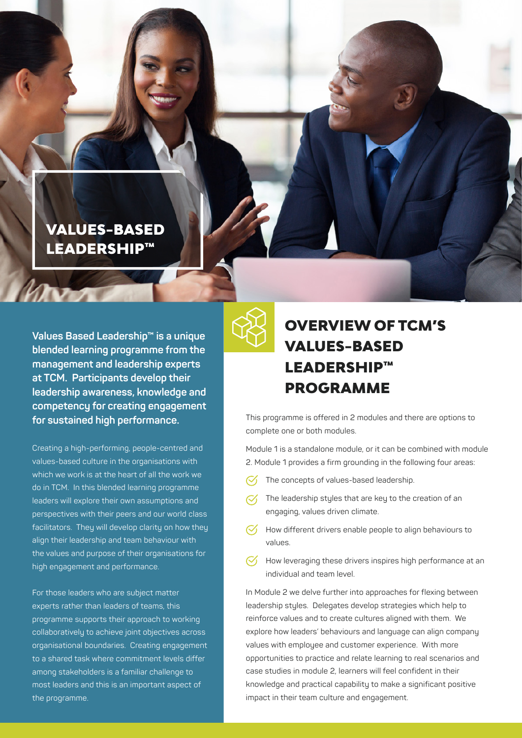# VALUES-BASED LEADERSHIP™

**Values Based Leadership™ is a unique blended learning programme from the management and leadership experts at TCM. Participants develop their leadership awareness, knowledge and competency for creating engagement for sustained high performance.**

Creating a high-performing, people-centred and values-based culture in the organisations with which we work is at the heart of all the work we do in TCM. In this blended learning programme leaders will explore their own assumptions and perspectives with their peers and our world class facilitators. They will develop clarity on how they align their leadership and team behaviour with the values and purpose of their organisations for high engagement and performance.

For those leaders who are subject matter experts rather than leaders of teams, this programme supports their approach to working collaboratively to achieve joint objectives across organisational boundaries. Creating engagement to a shared task where commitment levels differ among stakeholders is a familiar challenge to most leaders and this is an important aspect of the programme.

## OVERVIEW OF TCM'S VALUES-BASED LEADERSHIP™ PROGRAMME

This programme is offered in 2 modules and there are options to complete one or both modules.

Module 1 is a standalone module, or it can be combined with module 2. Module 1 provides a firm grounding in the following four areas:

- The concepts of values-based leadership.
- The leadership styles that are key to the creation of an engaging, values driven climate.
- How different drivers enable people to align behaviours to values.
- How leveraging these drivers inspires high performance at an individual and team level.

In Module 2 we delve further into approaches for flexing between leadership styles. Delegates develop strategies which help to reinforce values and to create cultures aligned with them. We explore how leaders' behaviours and language can align company values with employee and customer experience. With more opportunities to practice and relate learning to real scenarios and case studies in module 2, learners will feel confident in their knowledge and practical capability to make a significant positive impact in their team culture and engagement.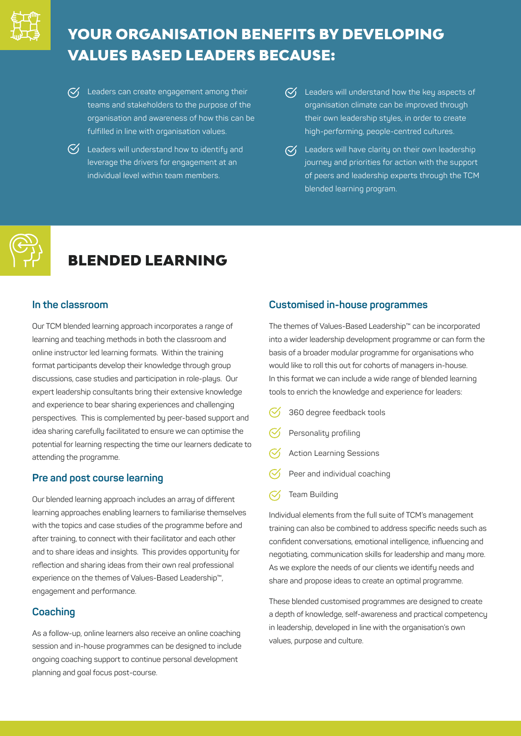## YOUR ORGANISATION BENEFITS BY DEVELOPING VALUES BASED LEADERS BECAUSE:

- Leaders can create engagement among their teams and stakeholders to the purpose of the organisation and awareness of how this can be fulfilled in line with organisation values.
- Leaders will understand how to identify and leverage the drivers for engagement at an individual level within team members.
- Leaders will understand how the key aspects of organisation climate can be improved through their own leadership styles, in order to create high-performing, people-centred cultures.
- Leaders will have clarity on their own leadership journey and priorities for action with the support of peers and leadership experts through the TCM blended learning program.

## BLENDED LEARNING

### In the classroom

Our TCM blended learning approach incorporates a range of learning and teaching methods in both the classroom and online instructor led learning formats. Within the training format participants develop their knowledge through group discussions, case studies and participation in role-plays. Our expert leadership consultants bring their extensive knowledge and experience to bear sharing experiences and challenging perspectives. This is complemented by peer-based support and idea sharing carefully facilitated to ensure we can optimise the potential for learning respecting the time our learners dedicate to attending the programme.

### Pre and post course learning

Our blended learning approach includes an array of different learning approaches enabling learners to familiarise themselves with the topics and case studies of the programme before and after training, to connect with their facilitator and each other and to share ideas and insights. This provides opportunity for reflection and sharing ideas from their own real professional experience on the themes of Values-Based Leadership™, engagement and performance.

### Coaching

As a follow-up, online learners also receive an online coaching session and in-house programmes can be designed to include ongoing coaching support to continue personal development planning and goal focus post-course.

### Customised in-house programmes

The themes of Values-Based Leadership™ can be incorporated into a wider leadership development programme or can form the basis of a broader modular programme for organisations who would like to roll this out for cohorts of managers in-house. In this format we can include a wide range of blended learning tools to enrich the knowledge and experience for leaders:

- 360 degree feedback tools
- Personality profiling
- Action Learning Sessions
- Peer and individual coaching
- Team Building

Individual elements from the full suite of TCM's management training can also be combined to address specific needs such as confident conversations, emotional intelligence, influencing and negotiating, communication skills for leadership and many more. As we explore the needs of our clients we identify needs and share and propose ideas to create an optimal programme.

These blended customised programmes are designed to create a depth of knowledge, self-awareness and practical competency in leadership, developed in line with the organisation's own values, purpose and culture.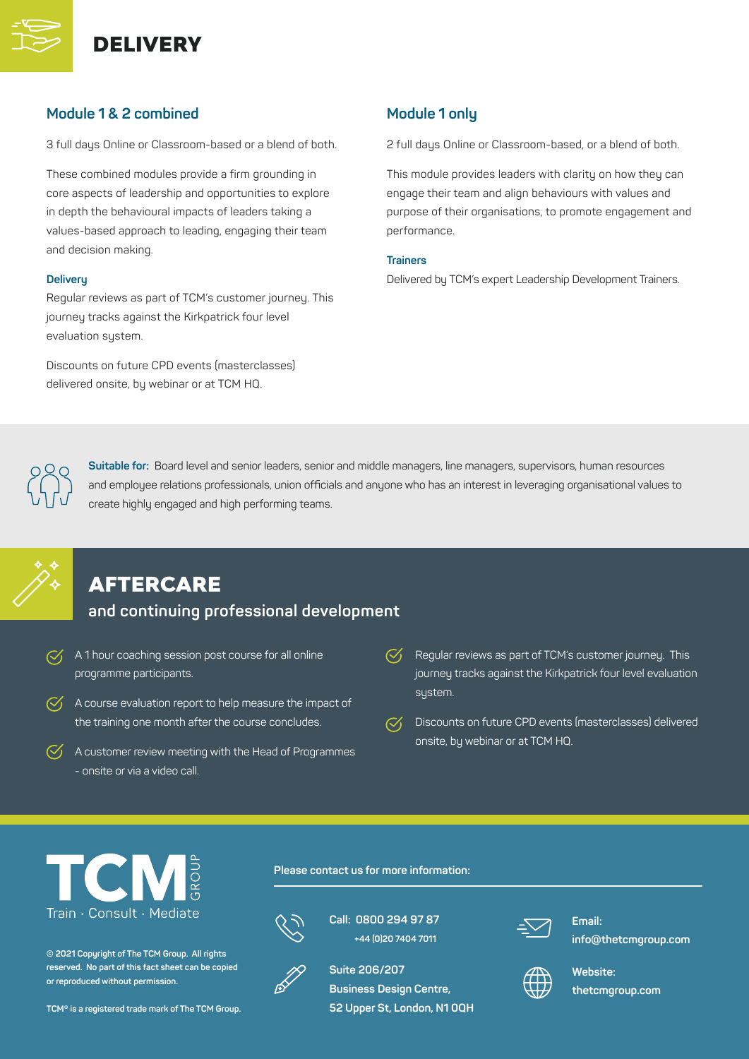# DELIVERY

## Module 1 & 2 combined

3 full days Online or Classroom-based or a blend of both.

These combined modules provide a firm grounding in core aspects of leadership and opportunities to explore in depth the behavioural impacts of leaders taking a values-based approach to leading, engaging their team and decision making.

### Delivery

Regular reviews as part of TCM's customer journey. This journey tracks against the Kirkpatrick four level evaluation system.

Discounts on future CPD events (masterclasses) delivered onsite, by webinar or at TCM HQ.

## Module 1 only

2 full days Online or Classroom-based, or a blend of both.

This module provides leaders with clarity on how they can engage their team and align behaviours with values and purpose of their organisations, to promote engagement and performance.

### Trainers

Delivered by TCM's expert Leadership Development Trainers.

**Suitable for:** Board level and senior leaders, senior and middle managers, line managers, supervisors, human resources and employee relations professionals, union officials and anyone who has an interest in leveraging organisational values to create highly engaged and high performing teams.

# AFTERCARE

## and continuing professional development

- A 1 hour coaching session post course for all online programme participants.
- A course evaluation report to help measure the impact of the training one month after the course concludes.
- A customer review meeting with the Head of Programmes - onsite or via a video call.
- Regular reviews as part of TCM's customer journey. This journey tracks against the Kirkpatrick four level evaluation system.
- Discounts on future CPD events (masterclasses) delivered onsite, by webinar or at TCM HQ.

TCM GROUP
Train · Consult · Mediate

**Please contact us for more information:**

**Call: 0800 294 97 87**
**+44 (0)20 7404 7011**

**Email:**
**info@thetcmgroup.com**

**Suite 206/207**
**Business Design Centre,**
**52 Upper St, London, N1 0QH**

**Website:**
**thetcmgroup.com**

**© 2021 Copyright of The TCM Group. All rights reserved. No part of this fact sheet can be copied or reproduced without permission.**

**TCM® is a registered trade mark of The TCM Group.**